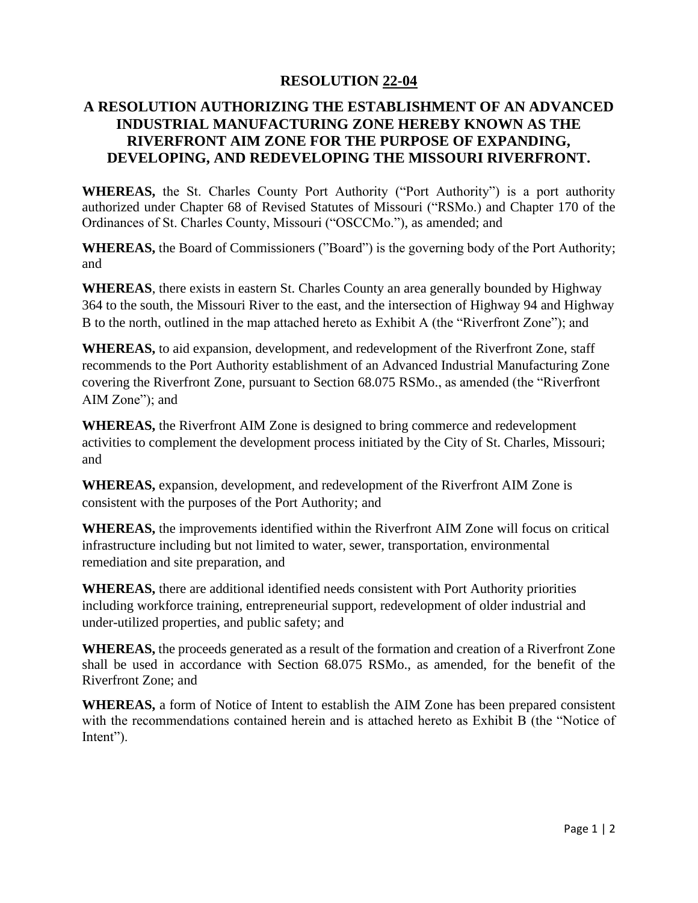# RESOLUTION 22-04

## A RESOLUTION AUTHORIZING THE ESTABLISHMENT OF AN ADVANCED INDUSTRIAL MANUFACTURING ZONE HEREBY KNOWN AS THE RIVERFRONT AIM ZONE FOR THE PURPOSE OF EXPANDING, DEVELOPING, AND REDEVELOPING THE MISSOURI RIVERFRONT.

**WHEREAS,** the St. Charles County Port Authority ("Port Authority") is a port authority authorized under Chapter 68 of Revised Statutes of Missouri ("RSMo.) and Chapter 170 of the Ordinances of St. Charles County, Missouri ("OSCCMo."), as amended; and

**WHEREAS,** the Board of Commissioners (”Board") is the governing body of the Port Authority; and

**WHEREAS**, there exists in eastern St. Charles County an area generally bounded by Highway 364 to the south, the Missouri River to the east, and the intersection of Highway 94 and Highway B to the north, outlined in the map attached hereto as Exhibit A (the "Riverfront Zone"); and

**WHEREAS,** to aid expansion, development, and redevelopment of the Riverfront Zone, staff recommends to the Port Authority establishment of an Advanced Industrial Manufacturing Zone covering the Riverfront Zone, pursuant to Section 68.075 RSMo., as amended (the "Riverfront AIM Zone"); and

**WHEREAS,** the Riverfront AIM Zone is designed to bring commerce and redevelopment activities to complement the development process initiated by the City of St. Charles, Missouri; and

**WHEREAS,** expansion, development, and redevelopment of the Riverfront AIM Zone is consistent with the purposes of the Port Authority; and

**WHEREAS,** the improvements identified within the Riverfront AIM Zone will focus on critical infrastructure including but not limited to water, sewer, transportation, environmental remediation and site preparation, and

**WHEREAS,** there are additional identified needs consistent with Port Authority priorities including workforce training, entrepreneurial support, redevelopment of older industrial and under-utilized properties, and public safety; and

**WHEREAS,** the proceeds generated as a result of the formation and creation of a Riverfront Zone shall be used in accordance with Section 68.075 RSMo., as amended, for the benefit of the Riverfront Zone; and

**WHEREAS,** a form of Notice of Intent to establish the AIM Zone has been prepared consistent with the recommendations contained herein and is attached hereto as Exhibit B (the "Notice of Intent").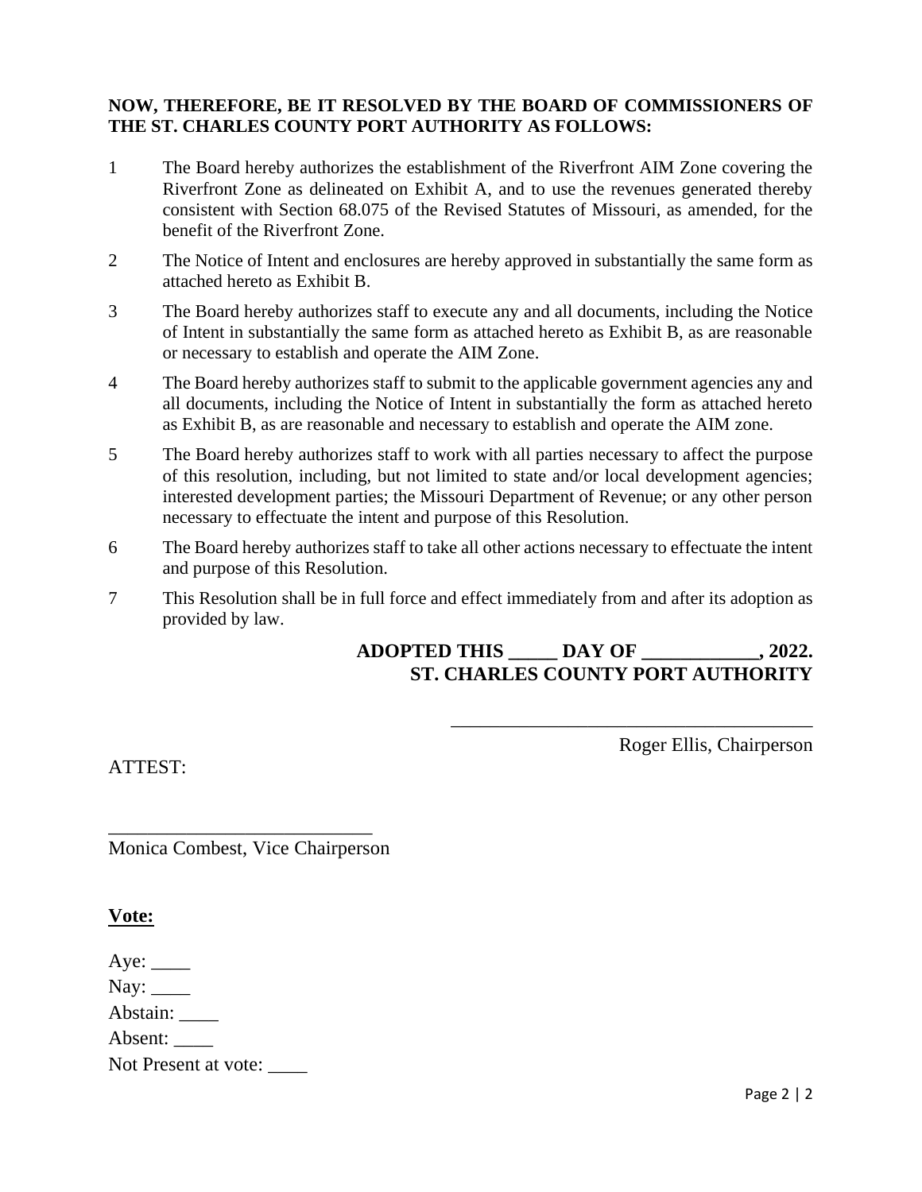**NOW, THEREFORE, BE IT RESOLVED BY THE BOARD OF COMMISSIONERS OF THE ST. CHARLES COUNTY PORT AUTHORITY AS FOLLOWS:**

1. The Board hereby authorizes the establishment of the Riverfront AIM Zone covering the Riverfront Zone as delineated on Exhibit A, and to use the revenues generated thereby consistent with Section 68.075 of the Revised Statutes of Missouri, as amended, for the benefit of the Riverfront Zone.

2. The Notice of Intent and enclosures are hereby approved in substantially the same form as attached hereto as Exhibit B.

3. The Board hereby authorizes staff to execute any and all documents, including the Notice of Intent in substantially the same form as attached hereto as Exhibit B, as are reasonable or necessary to establish and operate the AIM Zone.

4. The Board hereby authorizes staff to submit to the applicable government agencies any and all documents, including the Notice of Intent in substantially the form as attached hereto as Exhibit B, as are reasonable and necessary to establish and operate the AIM zone.

5. The Board hereby authorizes staff to work with all parties necessary to affect the purpose of this resolution, including, but not limited to state and/or local development agencies; interested development parties; the Missouri Department of Revenue; or any other person necessary to effectuate the intent and purpose of this Resolution.

6. The Board hereby authorizes staff to take all other actions necessary to effectuate the intent and purpose of this Resolution.

7. This Resolution shall be in full force and effect immediately from and after its adoption as provided by law.

**ADOPTED THIS _____ DAY OF ____________, 2022.**
**ST. CHARLES COUNTY PORT AUTHORITY**

______________________________________
Roger Ellis, Chairperson

ATTEST:

___________________________
Monica Combest, Vice Chairperson

**Vote:**

Aye: ____
Nay: ____
Abstain: ____
Absent: ____
Not Present at vote: ____